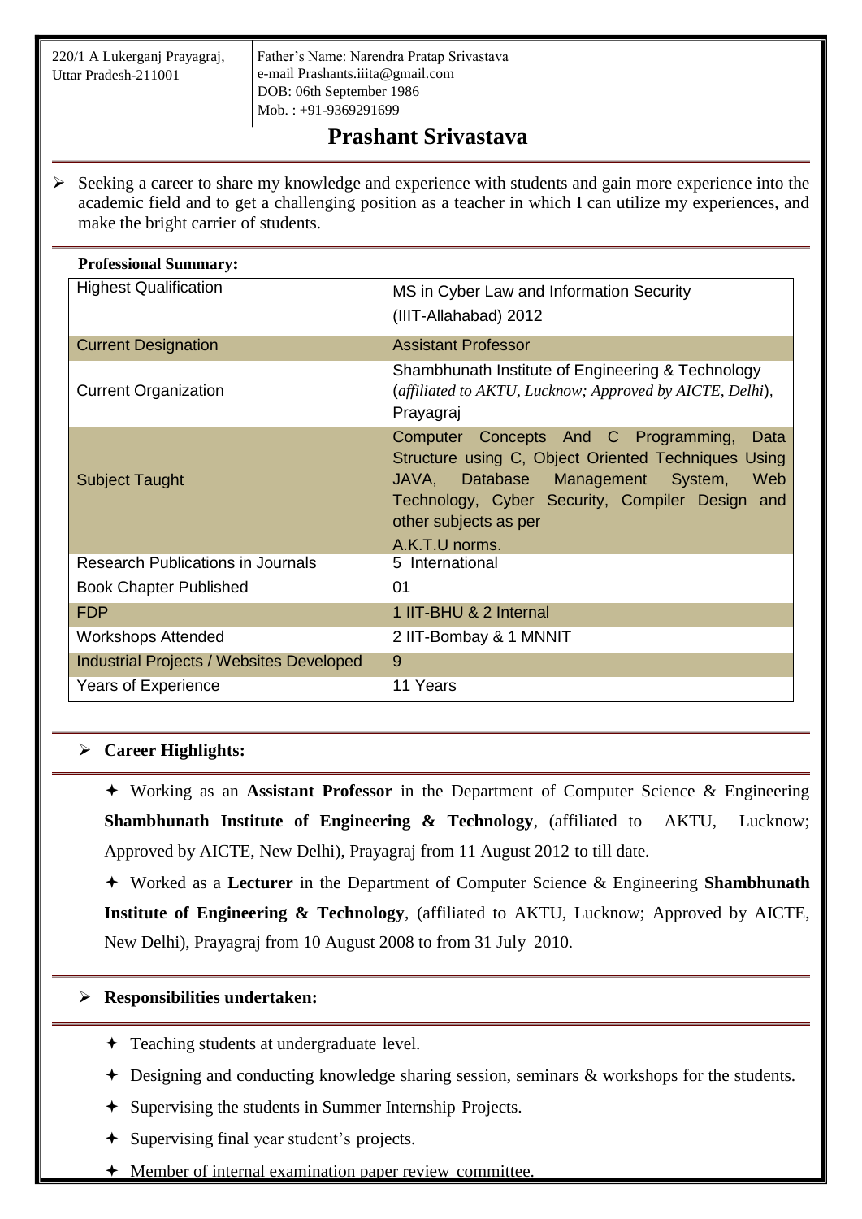220/1 A Lukerganj Prayagraj,
Uttar Pradesh-211001

Father's Name: Narendra Pratap Srivastava
e-mail Prashants.iiita@gmail.com
DOB: 06th September 1986
Mob. : +91-9369291699

# Prashant Srivastava

- Seeking a career to share my knowledge and experience with students and gain more experience into the academic field and to get a challenging position as a teacher in which I can utilize my experiences, and make the bright carrier of students.

**Professional Summary:**

| | |
|---|---|
| Highest Qualification | MS in Cyber Law and Information Security (IIIT-Allahabad) 2012 |
| Current Designation | Assistant Professor |
| Current Organization | Shambhunath Institute of Engineering & Technology (*affiliated to AKTU, Lucknow; Approved by AICTE, Delhi*), Prayagraj |
| Subject Taught | Computer Concepts And C Programming, Data Structure using C, Object Oriented Techniques Using JAVA, Database Management System, Web Technology, Cyber Security, Compiler Design and other subjects as per A.K.T.U norms. |
| Research Publications in Journals | 5 International |
| Book Chapter Published | 01 |
| FDP | 1 IIT-BHU & 2 Internal |
| Workshops Attended | 2 IIT-Bombay & 1 MNNIT |
| Industrial Projects / Websites Developed | 9 |
| Years of Experience | 11 Years |

## Career Highlights:

- Working as an **Assistant Professor** in the Department of Computer Science & Engineering **Shambhunath Institute of Engineering & Technology**, (affiliated to AKTU, Lucknow; Approved by AICTE, New Delhi), Prayagraj from 11 August 2012 to till date.
- Worked as a **Lecturer** in the Department of Computer Science & Engineering **Shambhunath Institute of Engineering & Technology**, (affiliated to AKTU, Lucknow; Approved by AICTE, New Delhi), Prayagraj from 10 August 2008 to from 31 July 2010.

## Responsibilities undertaken:

- Teaching students at undergraduate level.
- Designing and conducting knowledge sharing session, seminars & workshops for the students.
- Supervising the students in Summer Internship Projects.
- Supervising final year student's projects.
- Member of internal examination paper review committee.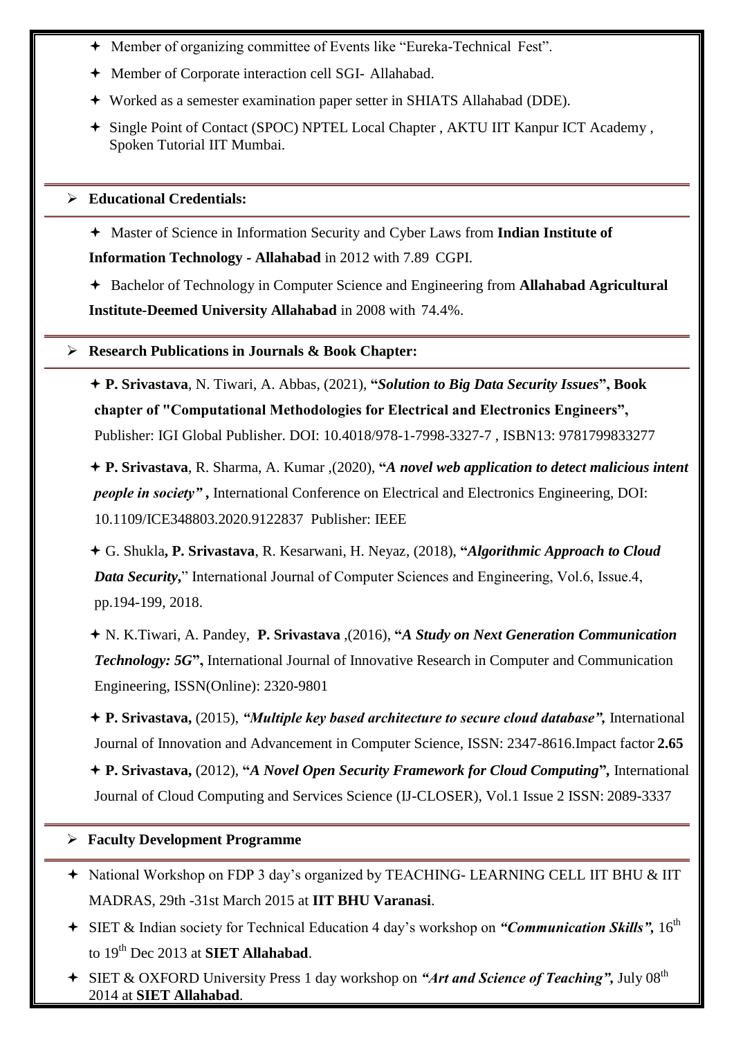- Member of organizing committee of Events like "Eureka-Technical Fest".
- Member of Corporate interaction cell SGI- Allahabad.
- Worked as a semester examination paper setter in SHIATS Allahabad (DDE).
- Single Point of Contact (SPOC) NPTEL Local Chapter , AKTU IIT Kanpur ICT Academy , Spoken Tutorial IIT Mumbai.

## Educational Credentials:

- Master of Science in Information Security and Cyber Laws from **Indian Institute of Information Technology - Allahabad** in 2012 with 7.89 CGPI.
- Bachelor of Technology in Computer Science and Engineering from **Allahabad Agricultural Institute-Deemed University Allahabad** in 2008 with 74.4%.

## Research Publications in Journals & Book Chapter:

- **P. Srivastava**, N. Tiwari, A. Abbas, (2021), **"*Solution to Big Data Security Issues*", Book chapter of "Computational Methodologies for Electrical and Electronics Engineers",** Publisher: IGI Global Publisher. DOI: 10.4018/978-1-7998-3327-7 , ISBN13: 9781799833277
- **P. Srivastava**, R. Sharma, A. Kumar ,(2020), **"*A novel web application to detect malicious intent people in society*" ,** International Conference on Electrical and Electronics Engineering, DOI: 10.1109/ICE348803.2020.9122837 Publisher: IEEE
- G. Shukla**, P. Srivastava**, R. Kesarwani, H. Neyaz, (2018), **"*Algorithmic Approach to Cloud Data Security,*"** International Journal of Computer Sciences and Engineering, Vol.6, Issue.4, pp.194-199, 2018.
- N. K.Tiwari, A. Pandey, **P. Srivastava** ,(2016), **"*A Study on Next Generation Communication Technology: 5G*",** International Journal of Innovative Research in Computer and Communication Engineering, ISSN(Online): 2320-9801
- **P. Srivastava,** (2015), ***"Multiple key based architecture to secure cloud database",*** International Journal of Innovation and Advancement in Computer Science, ISSN: 2347-8616.Impact factor **2.65**
- **P. Srivastava,** (2012), **"*A Novel Open Security Framework for Cloud Computing*",** International Journal of Cloud Computing and Services Science (IJ-CLOSER), Vol.1 Issue 2 ISSN: 2089-3337

## Faculty Development Programme

- National Workshop on FDP 3 day's organized by TEACHING- LEARNING CELL IIT BHU & IIT MADRAS, 29th -31st March 2015 at **IIT BHU Varanasi**.
- SIET & Indian society for Technical Education 4 day's workshop on ***"Communication Skills",*** 16th to 19th Dec 2013 at **SIET Allahabad**.
- SIET & OXFORD University Press 1 day workshop on ***"Art and Science of Teaching",*** July 08th 2014 at **SIET Allahabad**.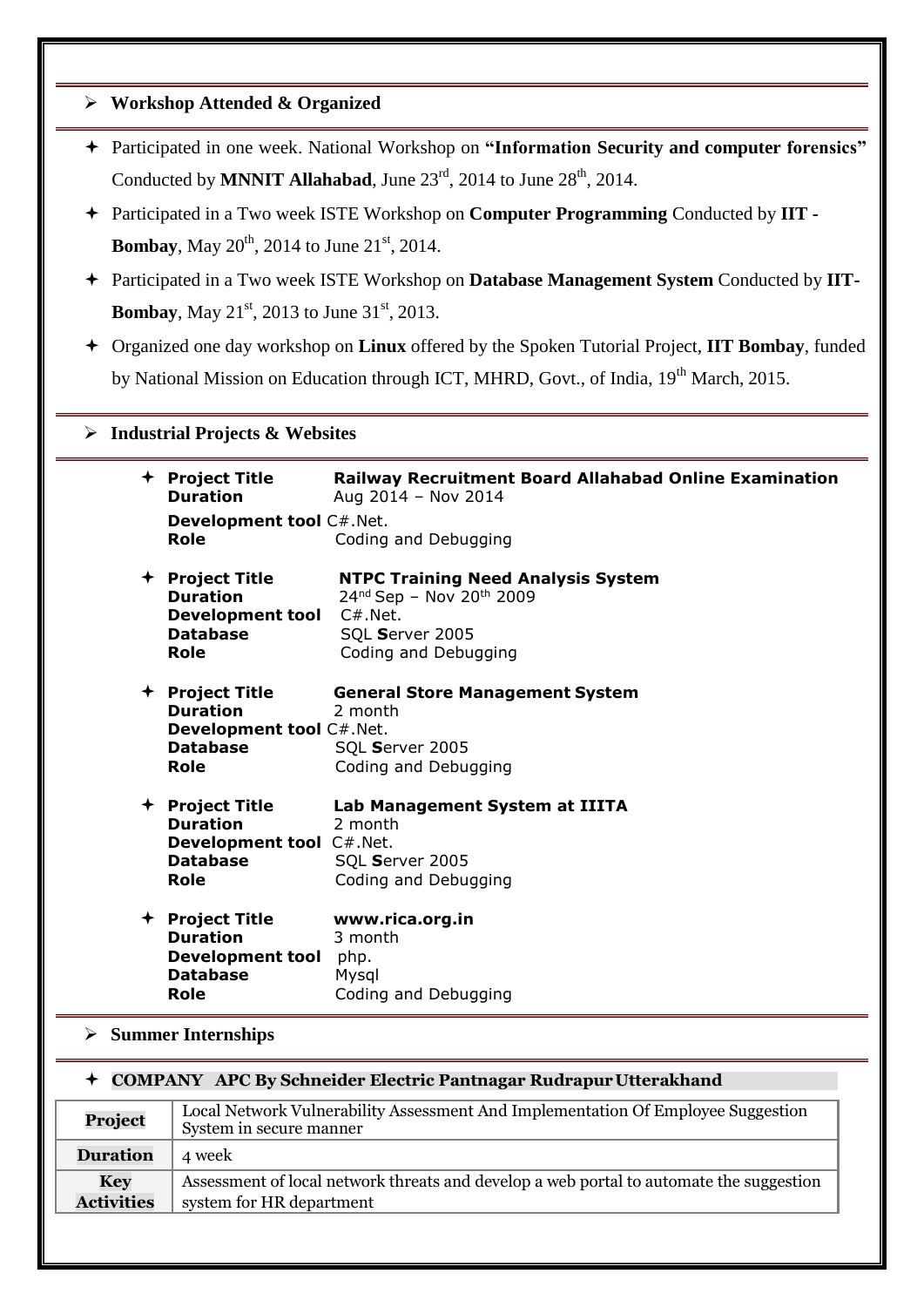## Workshop Attended & Organized

- Participated in one week. National Workshop on **"Information Security and computer forensics"** Conducted by **MNNIT Allahabad**, June 23rd, 2014 to June 28th, 2014.
- Participated in a Two week ISTE Workshop on **Computer Programming** Conducted by **IIT - Bombay**, May 20th, 2014 to June 21st, 2014.
- Participated in a Two week ISTE Workshop on **Database Management System** Conducted by **IIT-Bombay**, May 21st, 2013 to June 31st, 2013.
- Organized one day workshop on **Linux** offered by the Spoken Tutorial Project, **IIT Bombay**, funded by National Mission on Education through ICT, MHRD, Govt., of India, 19th March, 2015.

## Industrial Projects & Websites

- **Project Title** **Railway Recruitment Board Allahabad Online Examination**
  **Duration** Aug 2014 – Nov 2014
  **Development tool** C#.Net.
  **Role** Coding and Debugging

- **Project Title** **NTPC Training Need Analysis System**
  **Duration** 24nd Sep – Nov 20th 2009
  **Development tool** C#.Net.
  **Database** SQL **S**erver 2005
  **Role** Coding and Debugging

- **Project Title** **General Store Management System**
  **Duration** 2 month
  **Development tool** C#.Net.
  **Database** SQL **S**erver 2005
  **Role** Coding and Debugging

- **Project Title** **Lab Management System at IIITA**
  **Duration** 2 month
  **Development tool** C#.Net.
  **Database** SQL **S**erver 2005
  **Role** Coding and Debugging

- **Project Title** **www.rica.org.in**
  **Duration** 3 month
  **Development tool** php.
  **Database** Mysql
  **Role** Coding and Debugging

## Summer Internships

- **COMPANY APC By Schneider Electric Pantnagar Rudrapur Utterakhand**

| **Project** | Local Network Vulnerability Assessment And Implementation Of Employee Suggestion System in secure manner |
|---|---|
| **Duration** | 4 week |
| **Key Activities** | Assessment of local network threats and develop a web portal to automate the suggestion system for HR department |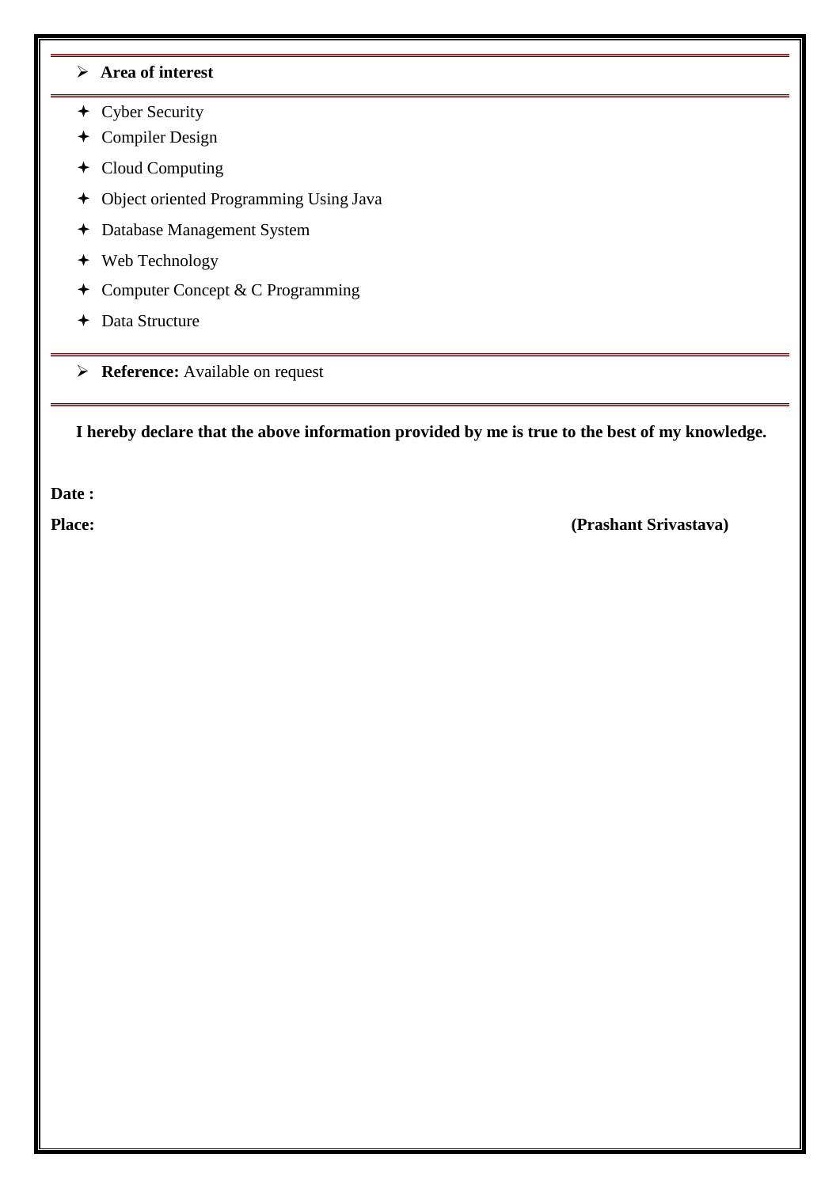- **Area of interest**

- Cyber Security
- Compiler Design
- Cloud Computing
- Object oriented Programming Using Java
- Database Management System
- Web Technology
- Computer Concept & C Programming
- Data Structure

- **Reference:** Available on request

**I hereby declare that the above information provided by me is true to the best of my knowledge.**

**Date :**

**Place:** **(Prashant Srivastava)**